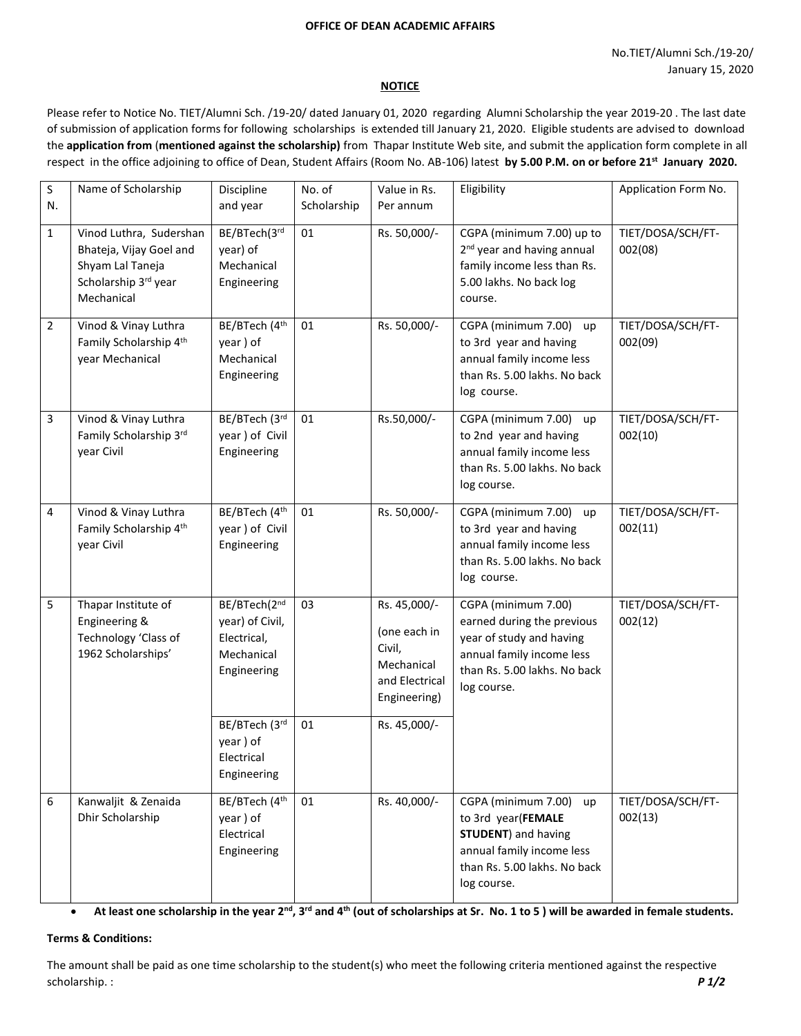**OFFICE OF DEAN ACADEMIC AFFAIRS**

No.TIET/Alumni Sch./19-20/
January 15, 2020

**NOTICE**

Please refer to Notice No. TIET/Alumni Sch. /19-20/ dated January 01, 2020 regarding Alumni Scholarship the year 2019-20 . The last date of submission of application forms for following scholarships is extended till January 21, 2020. Eligible students are advised to download the **application from** (**mentioned against the scholarship)** from Thapar Institute Web site, and submit the application form complete in all respect in the office adjoining to office of Dean, Student Affairs (Room No. AB-106) latest **by 5.00 P.M. on or before 21st January 2020.**

| S N. | Name of Scholarship | Discipline and year | No. of Scholarship | Value in Rs. Per annum | Eligibility | Application Form No. |
|---|---|---|---|---|---|---|
| 1 | Vinod Luthra, Sudershan Bhateja, Vijay Goel and Shyam Lal Taneja Scholarship 3rd year Mechanical | BE/BTech(3rd year) of Mechanical Engineering | 01 | Rs. 50,000/- | CGPA (minimum 7.00) up to 2nd year and having annual family income less than Rs. 5.00 lakhs. No back log course. | TIET/DOSA/SCH/FT-002(08) |
| 2 | Vinod & Vinay Luthra Family Scholarship 4th year Mechanical | BE/BTech (4th year ) of Mechanical Engineering | 01 | Rs. 50,000/- | CGPA (minimum 7.00) up to 3rd year and having annual family income less than Rs. 5.00 lakhs. No back log course. | TIET/DOSA/SCH/FT-002(09) |
| 3 | Vinod & Vinay Luthra Family Scholarship 3rd year Civil | BE/BTech (3rd year ) of Civil Engineering | 01 | Rs.50,000/- | CGPA (minimum 7.00) up to 2nd year and having annual family income less than Rs. 5.00 lakhs. No back log course. | TIET/DOSA/SCH/FT-002(10) |
| 4 | Vinod & Vinay Luthra Family Scholarship 4th year Civil | BE/BTech (4th year ) of Civil Engineering | 01 | Rs. 50,000/- | CGPA (minimum 7.00) up to 3rd year and having annual family income less than Rs. 5.00 lakhs. No back log course. | TIET/DOSA/SCH/FT-002(11) |
| 5 | Thapar Institute of Engineering & Technology 'Class of 1962 Scholarships' | BE/BTech(2nd year) of Civil, Electrical, Mechanical Engineering | 03 | Rs. 45,000/- (one each in Civil, Mechanical and Electrical Engineering) | CGPA (minimum 7.00) earned during the previous year of study and having annual family income less than Rs. 5.00 lakhs. No back log course. | TIET/DOSA/SCH/FT-002(12) |
| | | BE/BTech (3rd year ) of Electrical Engineering | 01 | Rs. 45,000/- | | |
| 6 | Kanwaljit & Zenaida Dhir Scholarship | BE/BTech (4th year ) of Electrical Engineering | 01 | Rs. 40,000/- | CGPA (minimum 7.00) up to 3rd year(**FEMALE STUDENT**) and having annual family income less than Rs. 5.00 lakhs. No back log course. | TIET/DOSA/SCH/FT-002(13) |

- **At least one scholarship in the year 2nd, 3rd and 4th (out of scholarships at Sr. No. 1 to 5 ) will be awarded in female students.**

**Terms & Conditions:**

The amount shall be paid as one time scholarship to the student(s) who meet the following criteria mentioned against the respective scholarship. :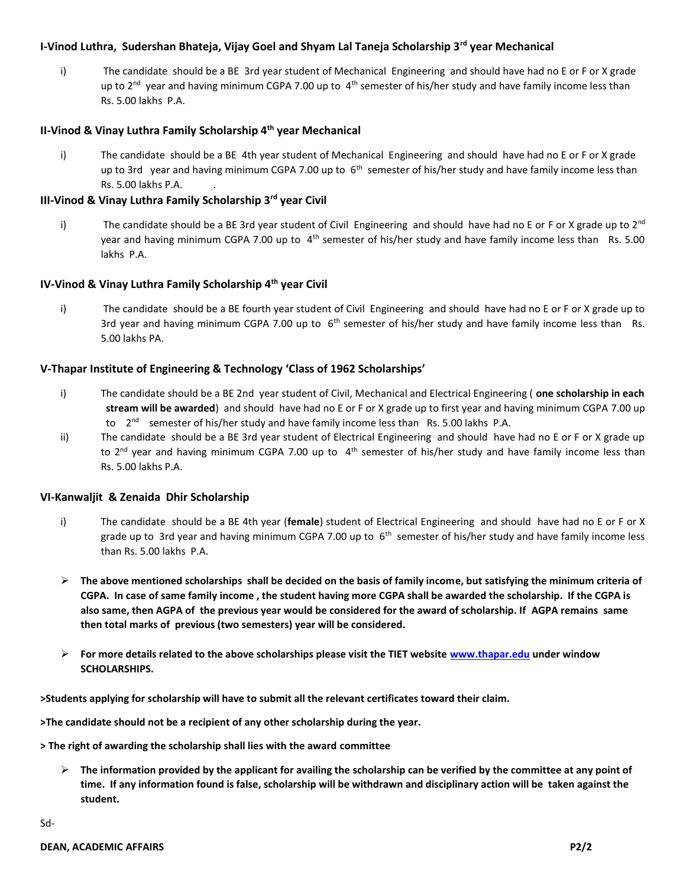### I-Vinod Luthra, Sudershan Bhateja, Vijay Goel and Shyam Lal Taneja Scholarship 3rd year Mechanical

i) The candidate should be a BE 3rd year student of Mechanical Engineering and should have had no E or F or X grade up to 2nd year and having minimum CGPA 7.00 up to 4th semester of his/her study and have family income less than Rs. 5.00 lakhs P.A.

### II-Vinod & Vinay Luthra Family Scholarship 4th year Mechanical

i) The candidate should be a BE 4th year student of Mechanical Engineering and should have had no E or F or X grade up to 3rd year and having minimum CGPA 7.00 up to 6th semester of his/her study and have family income less than Rs. 5.00 lakhs P.A.

### III-Vinod & Vinay Luthra Family Scholarship 3rd year Civil

i) The candidate should be a BE 3rd year student of Civil Engineering and should have had no E or F or X grade up to 2nd year and having minimum CGPA 7.00 up to 4th semester of his/her study and have family income less than Rs. 5.00 lakhs P.A.

### IV-Vinod & Vinay Luthra Family Scholarship 4th year Civil

i) The candidate should be a BE fourth year student of Civil Engineering and should have had no E or F or X grade up to 3rd year and having minimum CGPA 7.00 up to 6th semester of his/her study and have family income less than Rs. 5.00 lakhs PA.

### V-Thapar Institute of Engineering & Technology 'Class of 1962 Scholarships'

i) The candidate should be a BE 2nd year student of Civil, Mechanical and Electrical Engineering ( **one scholarship in each stream will be awarded**) and should have had no E or F or X grade up to first year and having minimum CGPA 7.00 up to 2nd semester of his/her study and have family income less than Rs. 5.00 lakhs P.A.

ii) The candidate should be a BE 3rd year student of Electrical Engineering and should have had no E or F or X grade up to 2nd year and having minimum CGPA 7.00 up to 4th semester of his/her study and have family income less than Rs. 5.00 lakhs P.A.

### VI-Kanwaljit & Zenaida Dhir Scholarship

i) The candidate should be a BE 4th year (**female**) student of Electrical Engineering and should have had no E or F or X grade up to 3rd year and having minimum CGPA 7.00 up to 6th semester of his/her study and have family income less than Rs. 5.00 lakhs P.A.

- **The above mentioned scholarships shall be decided on the basis of family income, but satisfying the minimum criteria of CGPA. In case of same family income , the student having more CGPA shall be awarded the scholarship. If the CGPA is also same, then AGPA of the previous year would be considered for the award of scholarship. If AGPA remains same then total marks of previous (two semesters) year will be considered.**

- **For more details related to the above scholarships please visit the TIET website www.thapar.edu under window SCHOLARSHIPS.**

**>Students applying for scholarship will have to submit all the relevant certificates toward their claim.**

**>The candidate should not be a recipient of any other scholarship during the year.**

**> The right of awarding the scholarship shall lies with the award committee**

- **The information provided by the applicant for availing the scholarship can be verified by the committee at any point of time. If any information found is false, scholarship will be withdrawn and disciplinary action will be taken against the student.**

Sd-

**DEAN, ACADEMIC AFFAIRS**